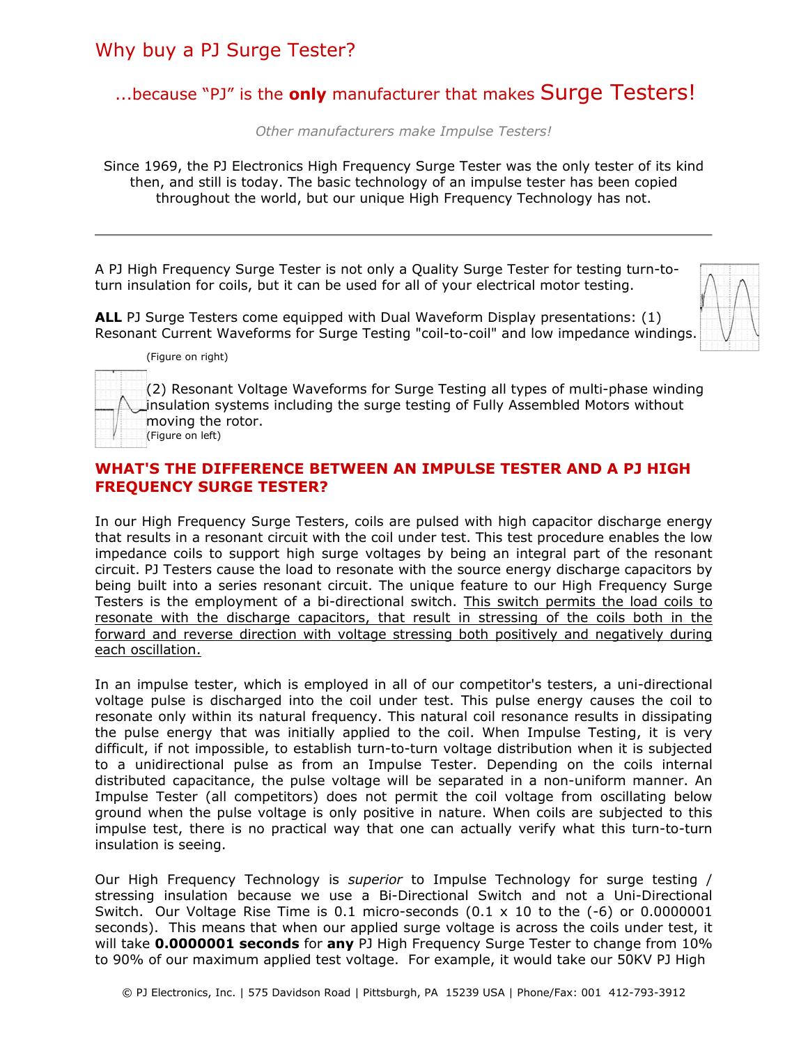# Why buy a PJ Surge Tester?

## ...because "PJ" is the **only** manufacturer that makes Surge Testers!

*Other manufacturers make Impulse Testers!*

Since 1969, the PJ Electronics High Frequency Surge Tester was the only tester of its kind then, and still is today. The basic technology of an impulse tester has been copied throughout the world, but our unique High Frequency Technology has not.

---

A PJ High Frequency Surge Tester is not only a Quality Surge Tester for testing turn-to-turn insulation for coils, but it can be used for all of your electrical motor testing.

**ALL** PJ Surge Testers come equipped with Dual Waveform Display presentations: (1) Resonant Current Waveforms for Surge Testing "coil-to-coil" and low impedance windings.

(Figure on right)

(2) Resonant Voltage Waveforms for Surge Testing all types of multi-phase winding insulation systems including the surge testing of Fully Assembled Motors without moving the rotor.

(Figure on left)

## WHAT'S THE DIFFERENCE BETWEEN AN IMPULSE TESTER AND A PJ HIGH FREQUENCY SURGE TESTER?

In our High Frequency Surge Testers, coils are pulsed with high capacitor discharge energy that results in a resonant circuit with the coil under test. This test procedure enables the low impedance coils to support high surge voltages by being an integral part of the resonant circuit. PJ Testers cause the load to resonate with the source energy discharge capacitors by being built into a series resonant circuit. The unique feature to our High Frequency Surge Testers is the employment of a bi-directional switch. This switch permits the load coils to resonate with the discharge capacitors, that result in stressing of the coils both in the forward and reverse direction with voltage stressing both positively and negatively during each oscillation.

In an impulse tester, which is employed in all of our competitor's testers, a uni-directional voltage pulse is discharged into the coil under test. This pulse energy causes the coil to resonate only within its natural frequency. This natural coil resonance results in dissipating the pulse energy that was initially applied to the coil. When Impulse Testing, it is very difficult, if not impossible, to establish turn-to-turn voltage distribution when it is subjected to a unidirectional pulse as from an Impulse Tester. Depending on the coils internal distributed capacitance, the pulse voltage will be separated in a non-uniform manner. An Impulse Tester (all competitors) does not permit the coil voltage from oscillating below ground when the pulse voltage is only positive in nature. When coils are subjected to this impulse test, there is no practical way that one can actually verify what this turn-to-turn insulation is seeing.

Our High Frequency Technology is *superior* to Impulse Technology for surge testing / stressing insulation because we use a Bi-Directional Switch and not a Uni-Directional Switch. Our Voltage Rise Time is 0.1 micro-seconds (0.1 x 10 to the (-6) or 0.0000001 seconds). This means that when our applied surge voltage is across the coils under test, it will take **0.0000001 seconds** for **any** PJ High Frequency Surge Tester to change from 10% to 90% of our maximum applied test voltage. For example, it would take our 50KV PJ High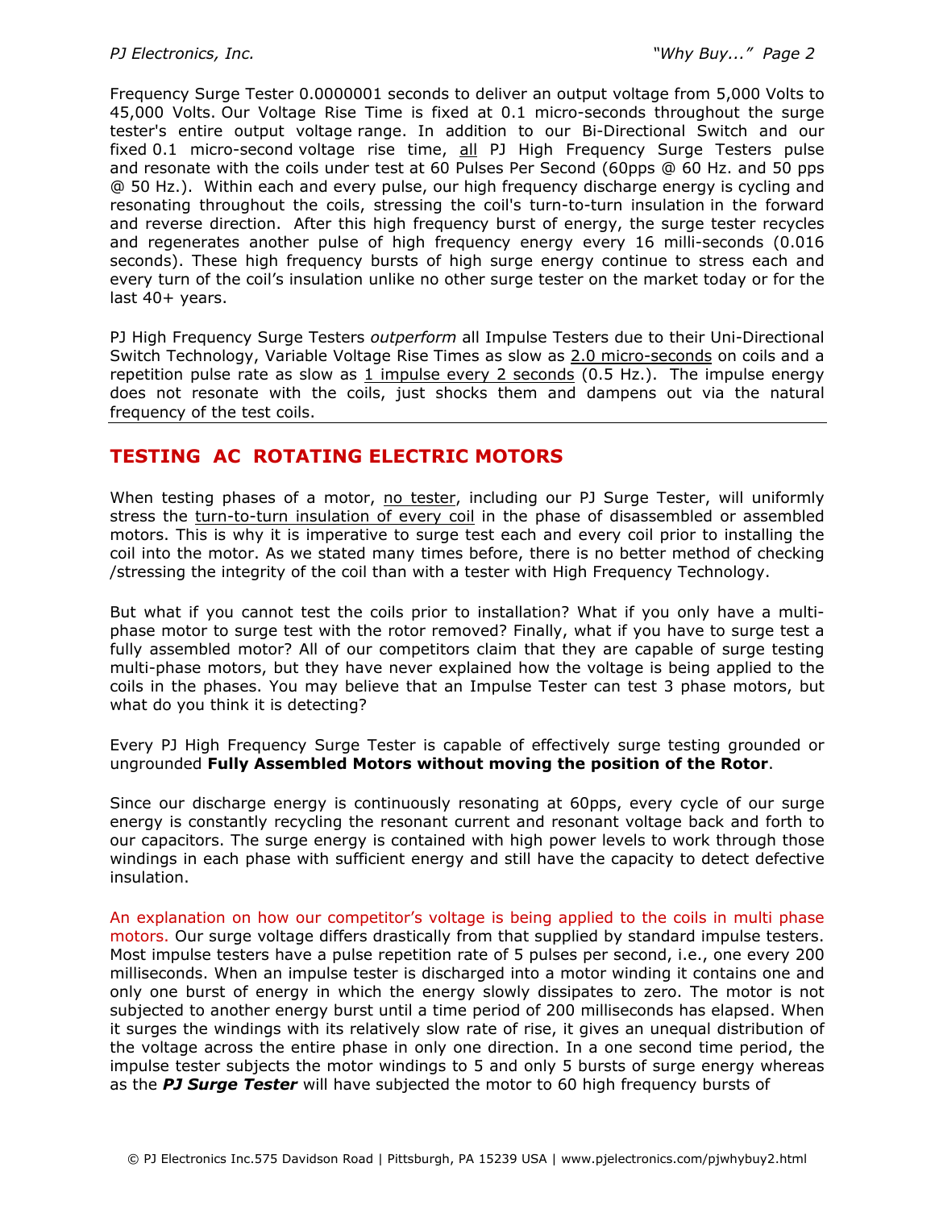Frequency Surge Tester 0.0000001 seconds to deliver an output voltage from 5,000 Volts to 45,000 Volts. Our Voltage Rise Time is fixed at 0.1 micro-seconds throughout the surge tester's entire output voltage range. In addition to our Bi-Directional Switch and our fixed 0.1 micro-second voltage rise time, all PJ High Frequency Surge Testers pulse and resonate with the coils under test at 60 Pulses Per Second (60pps @ 60 Hz. and 50 pps @ 50 Hz.). Within each and every pulse, our high frequency discharge energy is cycling and resonating throughout the coils, stressing the coil's turn-to-turn insulation in the forward and reverse direction. After this high frequency burst of energy, the surge tester recycles and regenerates another pulse of high frequency energy every 16 milli-seconds (0.016 seconds). These high frequency bursts of high surge energy continue to stress each and every turn of the coil's insulation unlike no other surge tester on the market today or for the last 40+ years.

PJ High Frequency Surge Testers *outperform* all Impulse Testers due to their Uni-Directional Switch Technology, Variable Voltage Rise Times as slow as 2.0 micro-seconds on coils and a repetition pulse rate as slow as 1 impulse every 2 seconds (0.5 Hz.). The impulse energy does not resonate with the coils, just shocks them and dampens out via the natural frequency of the test coils.

---

## TESTING AC ROTATING ELECTRIC MOTORS

When testing phases of a motor, no tester, including our PJ Surge Tester, will uniformly stress the turn-to-turn insulation of every coil in the phase of disassembled or assembled motors. This is why it is imperative to surge test each and every coil prior to installing the coil into the motor. As we stated many times before, there is no better method of checking /stressing the integrity of the coil than with a tester with High Frequency Technology.

But what if you cannot test the coils prior to installation? What if you only have a multi-phase motor to surge test with the rotor removed? Finally, what if you have to surge test a fully assembled motor? All of our competitors claim that they are capable of surge testing multi-phase motors, but they have never explained how the voltage is being applied to the coils in the phases. You may believe that an Impulse Tester can test 3 phase motors, but what do you think it is detecting?

Every PJ High Frequency Surge Tester is capable of effectively surge testing grounded or ungrounded **Fully Assembled Motors without moving the position of the Rotor**.

Since our discharge energy is continuously resonating at 60pps, every cycle of our surge energy is constantly recycling the resonant current and resonant voltage back and forth to our capacitors. The surge energy is contained with high power levels to work through those windings in each phase with sufficient energy and still have the capacity to detect defective insulation.

An explanation on how our competitor's voltage is being applied to the coils in multi phase motors. Our surge voltage differs drastically from that supplied by standard impulse testers. Most impulse testers have a pulse repetition rate of 5 pulses per second, i.e., one every 200 milliseconds. When an impulse tester is discharged into a motor winding it contains one and only one burst of energy in which the energy slowly dissipates to zero. The motor is not subjected to another energy burst until a time period of 200 milliseconds has elapsed. When it surges the windings with its relatively slow rate of rise, it gives an unequal distribution of the voltage across the entire phase in only one direction. In a one second time period, the impulse tester subjects the motor windings to 5 and only 5 bursts of surge energy whereas as the ***PJ Surge Tester*** will have subjected the motor to 60 high frequency bursts of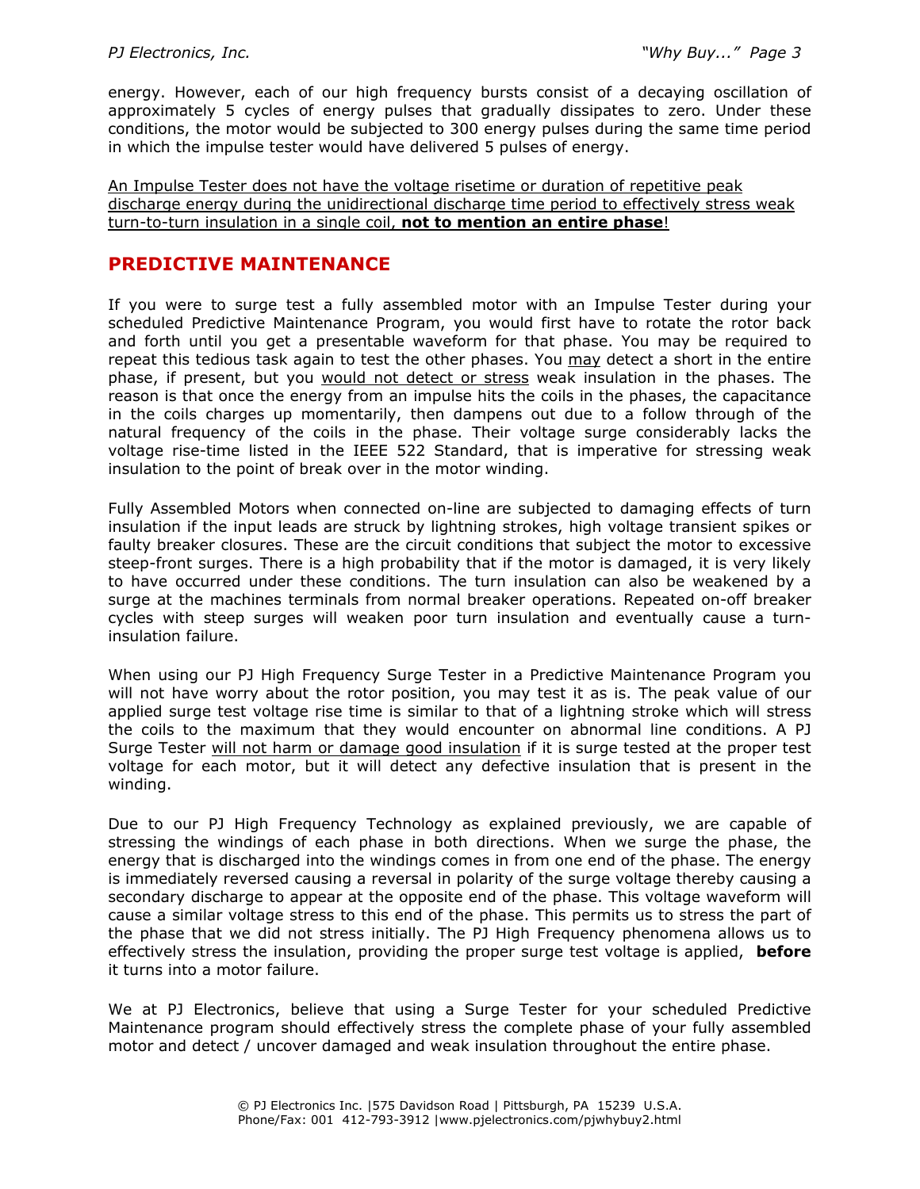energy. However, each of our high frequency bursts consist of a decaying oscillation of approximately 5 cycles of energy pulses that gradually dissipates to zero. Under these conditions, the motor would be subjected to 300 energy pulses during the same time period in which the impulse tester would have delivered 5 pulses of energy.

<u>An Impulse Tester does not have the voltage risetime or duration of repetitive peak discharge energy during the unidirectional discharge time period to effectively stress weak turn-to-turn insulation in a single coil, **not to mention an entire phase**!</u>

## PREDICTIVE MAINTENANCE

If you were to surge test a fully assembled motor with an Impulse Tester during your scheduled Predictive Maintenance Program, you would first have to rotate the rotor back and forth until you get a presentable waveform for that phase. You may be required to repeat this tedious task again to test the other phases. You <u>may</u> detect a short in the entire phase, if present, but you <u>would not detect or stress</u> weak insulation in the phases. The reason is that once the energy from an impulse hits the coils in the phases, the capacitance in the coils charges up momentarily, then dampens out due to a follow through of the natural frequency of the coils in the phase. Their voltage surge considerably lacks the voltage rise-time listed in the IEEE 522 Standard, that is imperative for stressing weak insulation to the point of break over in the motor winding.

Fully Assembled Motors when connected on-line are subjected to damaging effects of turn insulation if the input leads are struck by lightning strokes, high voltage transient spikes or faulty breaker closures. These are the circuit conditions that subject the motor to excessive steep-front surges. There is a high probability that if the motor is damaged, it is very likely to have occurred under these conditions. The turn insulation can also be weakened by a surge at the machines terminals from normal breaker operations. Repeated on-off breaker cycles with steep surges will weaken poor turn insulation and eventually cause a turn-insulation failure.

When using our PJ High Frequency Surge Tester in a Predictive Maintenance Program you will not have worry about the rotor position, you may test it as is. The peak value of our applied surge test voltage rise time is similar to that of a lightning stroke which will stress the coils to the maximum that they would encounter on abnormal line conditions. A PJ Surge Tester <u>will not harm or damage good insulation</u> if it is surge tested at the proper test voltage for each motor, but it will detect any defective insulation that is present in the winding.

Due to our PJ High Frequency Technology as explained previously, we are capable of stressing the windings of each phase in both directions. When we surge the phase, the energy that is discharged into the windings comes in from one end of the phase. The energy is immediately reversed causing a reversal in polarity of the surge voltage thereby causing a secondary discharge to appear at the opposite end of the phase. This voltage waveform will cause a similar voltage stress to this end of the phase. This permits us to stress the part of the phase that we did not stress initially. The PJ High Frequency phenomena allows us to effectively stress the insulation, providing the proper surge test voltage is applied, **before** it turns into a motor failure.

We at PJ Electronics, believe that using a Surge Tester for your scheduled Predictive Maintenance program should effectively stress the complete phase of your fully assembled motor and detect / uncover damaged and weak insulation throughout the entire phase.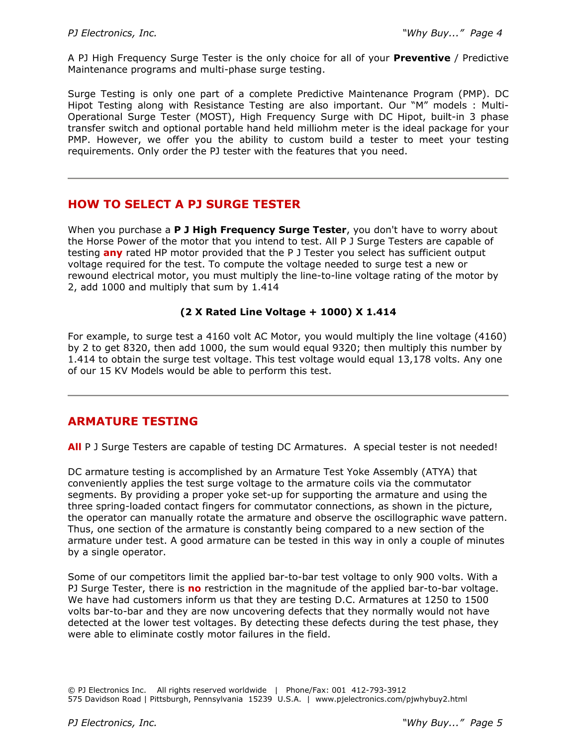A PJ High Frequency Surge Tester is the only choice for all of your **Preventive** / Predictive Maintenance programs and multi-phase surge testing.

Surge Testing is only one part of a complete Predictive Maintenance Program (PMP). DC Hipot Testing along with Resistance Testing are also important. Our "M" models : Multi-Operational Surge Tester (MOST), High Frequency Surge with DC Hipot, built-in 3 phase transfer switch and optional portable hand held milliohm meter is the ideal package for your PMP. However, we offer you the ability to custom build a tester to meet your testing requirements. Only order the PJ tester with the features that you need.

---

## HOW TO SELECT A PJ SURGE TESTER

When you purchase a **P J High Frequency Surge Tester**, you don't have to worry about the Horse Power of the motor that you intend to test. All P J Surge Testers are capable of testing **any** rated HP motor provided that the P J Tester you select has sufficient output voltage required for the test. To compute the voltage needed to surge test a new or rewound electrical motor, you must multiply the line-to-line voltage rating of the motor by 2, add 1000 and multiply that sum by 1.414

**(2 X Rated Line Voltage + 1000) X 1.414**

For example, to surge test a 4160 volt AC Motor, you would multiply the line voltage (4160) by 2 to get 8320, then add 1000, the sum would equal 9320; then multiply this number by 1.414 to obtain the surge test voltage. This test voltage would equal 13,178 volts. Any one of our 15 KV Models would be able to perform this test.

---

## ARMATURE TESTING

**All** P J Surge Testers are capable of testing DC Armatures. A special tester is not needed!

DC armature testing is accomplished by an Armature Test Yoke Assembly (ATYA) that conveniently applies the test surge voltage to the armature coils via the commutator segments. By providing a proper yoke set-up for supporting the armature and using the three spring-loaded contact fingers for commutator connections, as shown in the picture, the operator can manually rotate the armature and observe the oscillographic wave pattern. Thus, one section of the armature is constantly being compared to a new section of the armature under test. A good armature can be tested in this way in only a couple of minutes by a single operator.

Some of our competitors limit the applied bar-to-bar test voltage to only 900 volts. With a PJ Surge Tester, there is **no** restriction in the magnitude of the applied bar-to-bar voltage. We have had customers inform us that they are testing D.C. Armatures at 1250 to 1500 volts bar-to-bar and they are now uncovering defects that they normally would not have detected at the lower test voltages. By detecting these defects during the test phase, they were able to eliminate costly motor failures in the field.

© PJ Electronics Inc. All rights reserved worldwide | Phone/Fax: 001 412-793-3912
575 Davidson Road | Pittsburgh, Pennsylvania 15239 U.S.A. | www.pjelectronics.com/pjwhybuy2.html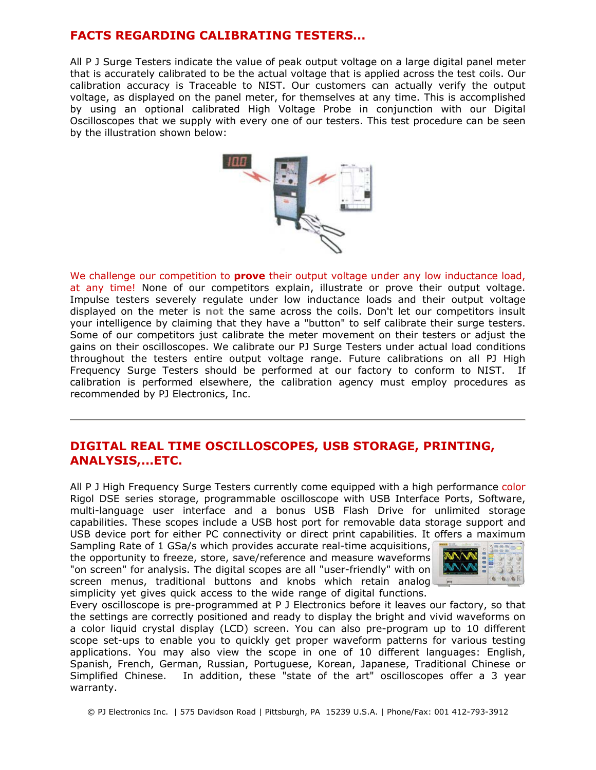## FACTS REGARDING CALIBRATING TESTERS...

All P J Surge Testers indicate the value of peak output voltage on a large digital panel meter that is accurately calibrated to be the actual voltage that is applied across the test coils. Our calibration accuracy is Traceable to NIST. Our customers can actually verify the output voltage, as displayed on the panel meter, for themselves at any time. This is accomplished by using an optional calibrated High Voltage Probe in conjunction with our Digital Oscilloscopes that we supply with every one of our testers. This test procedure can be seen by the illustration shown below:

We challenge our competition to **prove** their output voltage under any low inductance load, at any time! None of our competitors explain, illustrate or prove their output voltage. Impulse testers severely regulate under low inductance loads and their output voltage displayed on the meter is **not** the same across the coils. Don't let our competitors insult your intelligence by claiming that they have a "button" to self calibrate their surge testers. Some of our competitors just calibrate the meter movement on their testers or adjust the gains on their oscilloscopes. We calibrate our PJ Surge Testers under actual load conditions throughout the testers entire output voltage range. Future calibrations on all PJ High Frequency Surge Testers should be performed at our factory to conform to NIST. If calibration is performed elsewhere, the calibration agency must employ procedures as recommended by PJ Electronics, Inc.

---

## DIGITAL REAL TIME OSCILLOSCOPES, USB STORAGE, PRINTING, ANALYSIS,...ETC.

All P J High Frequency Surge Testers currently come equipped with a high performance color Rigol DSE series storage, programmable oscilloscope with USB Interface Ports, Software, multi-language user interface and a bonus USB Flash Drive for unlimited storage capabilities. These scopes include a USB host port for removable data storage support and USB device port for either PC connectivity or direct print capabilities. It offers a maximum Sampling Rate of 1 GSa/s which provides accurate real-time acquisitions, the opportunity to freeze, store, save/reference and measure waveforms "on screen" for analysis. The digital scopes are all "user-friendly" with on screen menus, traditional buttons and knobs which retain analog simplicity yet gives quick access to the wide range of digital functions.

Every oscilloscope is pre-programmed at P J Electronics before it leaves our factory, so that the settings are correctly positioned and ready to display the bright and vivid waveforms on a color liquid crystal display (LCD) screen. You can also pre-program up to 10 different scope set-ups to enable you to quickly get proper waveform patterns for various testing applications. You may also view the scope in one of 10 different languages: English, Spanish, French, German, Russian, Portuguese, Korean, Japanese, Traditional Chinese or Simplified Chinese. In addition, these "state of the art" oscilloscopes offer a 3 year warranty.

© PJ Electronics Inc. | 575 Davidson Road | Pittsburgh, PA 15239 U.S.A. | Phone/Fax: 001 412-793-3912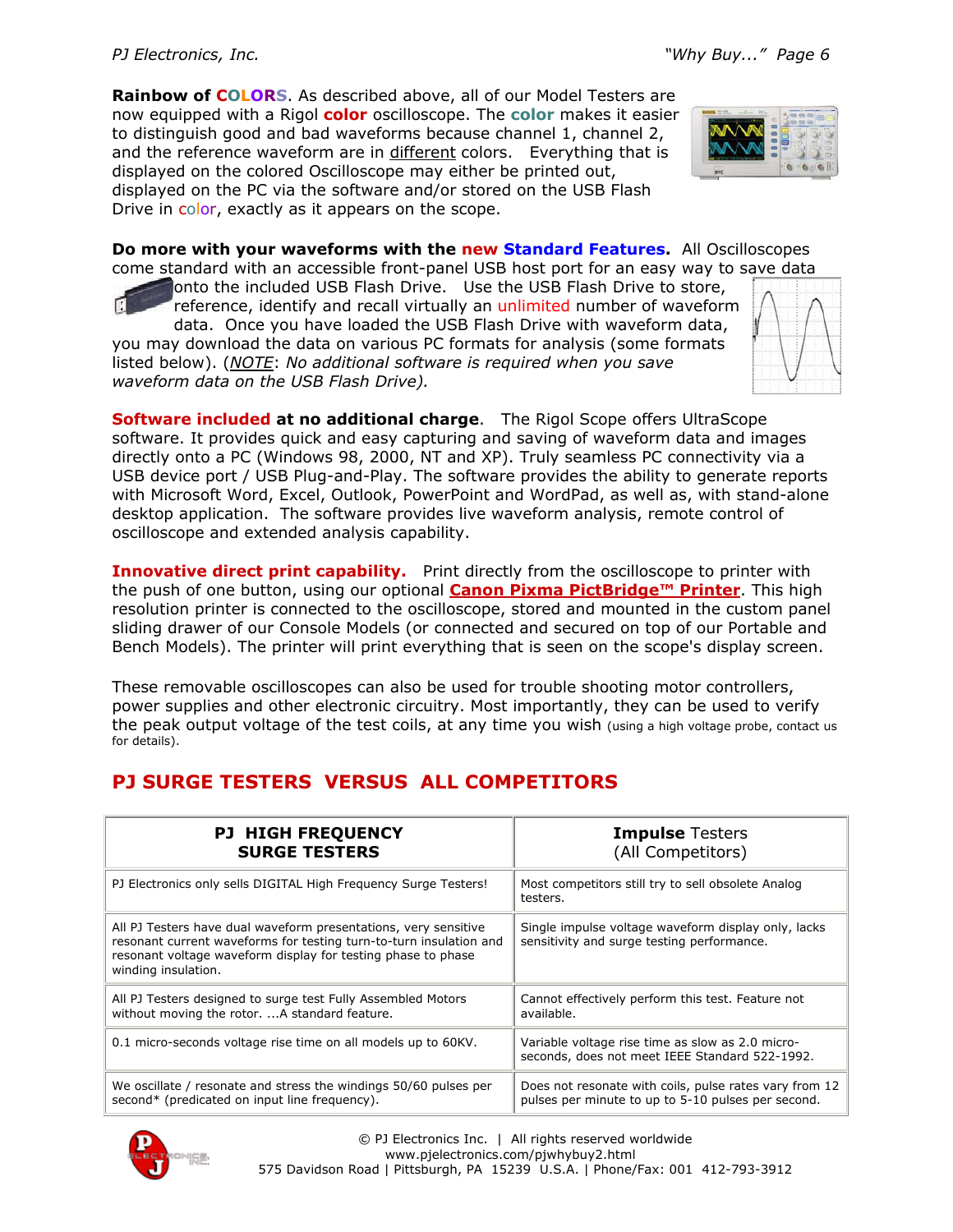**Rainbow of COLORS**. As described above, all of our Model Testers are now equipped with a Rigol **color** oscilloscope. The **color** makes it easier to distinguish good and bad waveforms because channel 1, channel 2, and the reference waveform are in different colors. Everything that is displayed on the colored Oscilloscope may either be printed out, displayed on the PC via the software and/or stored on the USB Flash Drive in color, exactly as it appears on the scope.

**Do more with your waveforms with the new Standard Features.** All Oscilloscopes come standard with an accessible front-panel USB host port for an easy way to save data onto the included USB Flash Drive. Use the USB Flash Drive to store, reference, identify and recall virtually an unlimited number of waveform data. Once you have loaded the USB Flash Drive with waveform data, you may download the data on various PC formats for analysis (some formats listed below). (*NOTE: No additional software is required when you save waveform data on the USB Flash Drive).*

**Software included at no additional charge**. The Rigol Scope offers UltraScope software. It provides quick and easy capturing and saving of waveform data and images directly onto a PC (Windows 98, 2000, NT and XP). Truly seamless PC connectivity via a USB device port / USB Plug-and-Play. The software provides the ability to generate reports with Microsoft Word, Excel, Outlook, PowerPoint and WordPad, as well as, with stand-alone desktop application. The software provides live waveform analysis, remote control of oscilloscope and extended analysis capability.

**Innovative direct print capability.** Print directly from the oscilloscope to printer with the push of one button, using our optional **Canon Pixma PictBridge™ Printer**. This high resolution printer is connected to the oscilloscope, stored and mounted in the custom panel sliding drawer of our Console Models (or connected and secured on top of our Portable and Bench Models). The printer will print everything that is seen on the scope's display screen.

These removable oscilloscopes can also be used for trouble shooting motor controllers, power supplies and other electronic circuitry. Most importantly, they can be used to verify the peak output voltage of the test coils, at any time you wish (using a high voltage probe, contact us for details).

## PJ SURGE TESTERS VERSUS ALL COMPETITORS

| **PJ HIGH FREQUENCY SURGE TESTERS** | **Impulse** Testers (All Competitors) |
|---|---|
| PJ Electronics only sells DIGITAL High Frequency Surge Testers! | Most competitors still try to sell obsolete Analog testers. |
| All PJ Testers have dual waveform presentations, very sensitive resonant current waveforms for testing turn-to-turn insulation and resonant voltage waveform display for testing phase to phase winding insulation. | Single impulse voltage waveform display only, lacks sensitivity and surge testing performance. |
| All PJ Testers designed to surge test Fully Assembled Motors without moving the rotor. ...A standard feature. | Cannot effectively perform this test. Feature not available. |
| 0.1 micro-seconds voltage rise time on all models up to 60KV. | Variable voltage rise time as slow as 2.0 micro-seconds, does not meet IEEE Standard 522-1992. |
| We oscillate / resonate and stress the windings 50/60 pulses per second* (predicated on input line frequency). | Does not resonate with coils, pulse rates vary from 12 pulses per minute to up to 5-10 pulses per second. |

© PJ Electronics Inc. | All rights reserved worldwide
www.pjelectronics.com/pjwhybuy2.html
575 Davidson Road | Pittsburgh, PA 15239 U.S.A. | Phone/Fax: 001 412-793-3912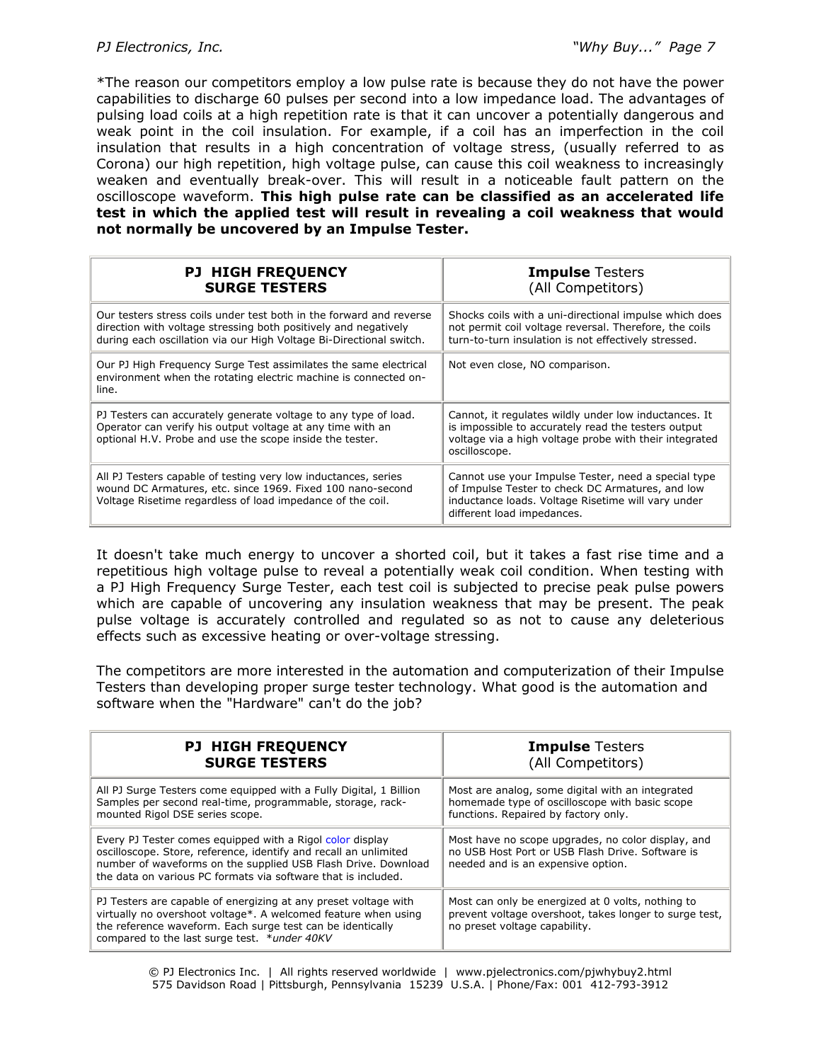*The reason our competitors employ a low pulse rate is because they do not have the power capabilities to discharge 60 pulses per second into a low impedance load. The advantages of pulsing load coils at a high repetition rate is that it can uncover a potentially dangerous and weak point in the coil insulation. For example, if a coil has an imperfection in the coil insulation that results in a high concentration of voltage stress, (usually referred to as Corona) our high repetition, high voltage pulse, can cause this coil weakness to increasingly weaken and eventually break-over. This will result in a noticeable fault pattern on the oscilloscope waveform. **This high pulse rate can be classified as an accelerated life test in which the applied test will result in revealing a coil weakness that would not normally be uncovered by an Impulse Tester.**

| **PJ HIGH FREQUENCY SURGE TESTERS** | **Impulse** Testers (All Competitors) |
|---|---|
| Our testers stress coils under test both in the forward and reverse direction with voltage stressing both positively and negatively during each oscillation via our High Voltage Bi-Directional switch. | Shocks coils with a uni-directional impulse which does not permit coil voltage reversal. Therefore, the coils turn-to-turn insulation is not effectively stressed. |
| Our PJ High Frequency Surge Test assimilates the same electrical environment when the rotating electric machine is connected on-line. | Not even close, NO comparison. |
| PJ Testers can accurately generate voltage to any type of load. Operator can verify his output voltage at any time with an optional H.V. Probe and use the scope inside the tester. | Cannot, it regulates wildly under low inductances. It is impossible to accurately read the testers output voltage via a high voltage probe with their integrated oscilloscope. |
| All PJ Testers capable of testing very low inductances, series wound DC Armatures, etc. since 1969. Fixed 100 nano-second Voltage Risetime regardless of load impedance of the coil. | Cannot use your Impulse Tester, need a special type of Impulse Tester to check DC Armatures, and low inductance loads. Voltage Risetime will vary under different load impedances. |

It doesn't take much energy to uncover a shorted coil, but it takes a fast rise time and a repetitious high voltage pulse to reveal a potentially weak coil condition. When testing with a PJ High Frequency Surge Tester, each test coil is subjected to precise peak pulse powers which are capable of uncovering any insulation weakness that may be present. The peak pulse voltage is accurately controlled and regulated so as not to cause any deleterious effects such as excessive heating or over-voltage stressing.

The competitors are more interested in the automation and computerization of their Impulse Testers than developing proper surge tester technology. What good is the automation and software when the "Hardware" can't do the job?

| **PJ HIGH FREQUENCY SURGE TESTERS** | **Impulse** Testers (All Competitors) |
|---|---|
| All PJ Surge Testers come equipped with a Fully Digital, 1 Billion Samples per second real-time, programmable, storage, rack-mounted Rigol DSE series scope. | Most are analog, some digital with an integrated homemade type of oscilloscope with basic scope functions. Repaired by factory only. |
| Every PJ Tester comes equipped with a Rigol color display oscilloscope. Store, reference, identify and recall an unlimited number of waveforms on the supplied USB Flash Drive. Download the data on various PC formats via software that is included. | Most have no scope upgrades, no color display, and no USB Host Port or USB Flash Drive. Software is needed and is an expensive option. |
| PJ Testers are capable of energizing at any preset voltage with virtually no overshoot voltage*. A welcomed feature when using the reference waveform. Each surge test can be identically compared to the last surge test. *\*under 40KV* | Most can only be energized at 0 volts, nothing to prevent voltage overshoot, takes longer to surge test, no preset voltage capability. |

© PJ Electronics Inc. | All rights reserved worldwide | www.pjelectronics.com/pjwhybuy2.html
575 Davidson Road | Pittsburgh, Pennsylvania 15239 U.S.A. | Phone/Fax: 001 412-793-3912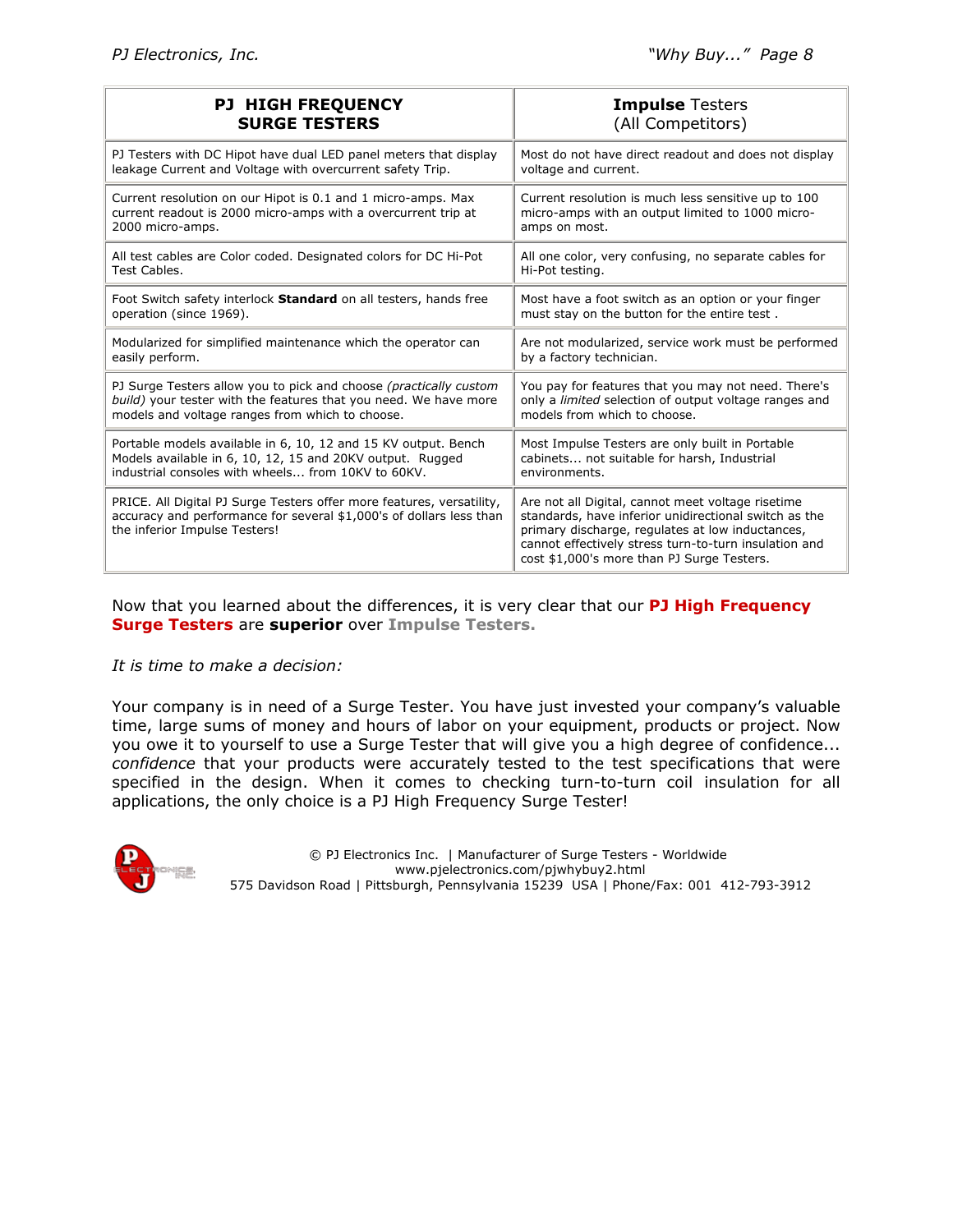| **PJ HIGH FREQUENCY SURGE TESTERS** | **Impulse** Testers (All Competitors) |
|---|---|
| PJ Testers with DC Hipot have dual LED panel meters that display leakage Current and Voltage with overcurrent safety Trip. | Most do not have direct readout and does not display voltage and current. |
| Current resolution on our Hipot is 0.1 and 1 micro-amps. Max current readout is 2000 micro-amps with a overcurrent trip at 2000 micro-amps. | Current resolution is much less sensitive up to 100 micro-amps with an output limited to 1000 micro-amps on most. |
| All test cables are Color coded. Designated colors for DC Hi-Pot Test Cables. | All one color, very confusing, no separate cables for Hi-Pot testing. |
| Foot Switch safety interlock **Standard** on all testers, hands free operation (since 1969). | Most have a foot switch as an option or your finger must stay on the button for the entire test . |
| Modularized for simplified maintenance which the operator can easily perform. | Are not modularized, service work must be performed by a factory technician. |
| PJ Surge Testers allow you to pick and choose *(practically custom build)* your tester with the features that you need. We have more models and voltage ranges from which to choose. | You pay for features that you may not need. There's only a *limited* selection of output voltage ranges and models from which to choose. |
| Portable models available in 6, 10, 12 and 15 KV output. Bench Models available in 6, 10, 12, 15 and 20KV output. Rugged industrial consoles with wheels... from 10KV to 60KV. | Most Impulse Testers are only built in Portable cabinets... not suitable for harsh, Industrial environments. |
| PRICE. All Digital PJ Surge Testers offer more features, versatility, accuracy and performance for several $1,000's of dollars less than the inferior Impulse Testers! | Are not all Digital, cannot meet voltage risetime standards, have inferior unidirectional switch as the primary discharge, regulates at low inductances, cannot effectively stress turn-to-turn insulation and cost $1,000's more than PJ Surge Testers. |

Now that you learned about the differences, it is very clear that our **PJ High Frequency Surge Testers** are **superior** over **Impulse Testers.**

*It is time to make a decision:*

Your company is in need of a Surge Tester. You have just invested your company's valuable time, large sums of money and hours of labor on your equipment, products or project. Now you owe it to yourself to use a Surge Tester that will give you a high degree of confidence... *confidence* that your products were accurately tested to the test specifications that were specified in the design. When it comes to checking turn-to-turn coil insulation for all applications, the only choice is a PJ High Frequency Surge Tester!

© PJ Electronics Inc. | Manufacturer of Surge Testers - Worldwide
www.pjelectronics.com/pjwhybuy2.html
575 Davidson Road | Pittsburgh, Pennsylvania 15239 USA | Phone/Fax: 001 412-793-3912